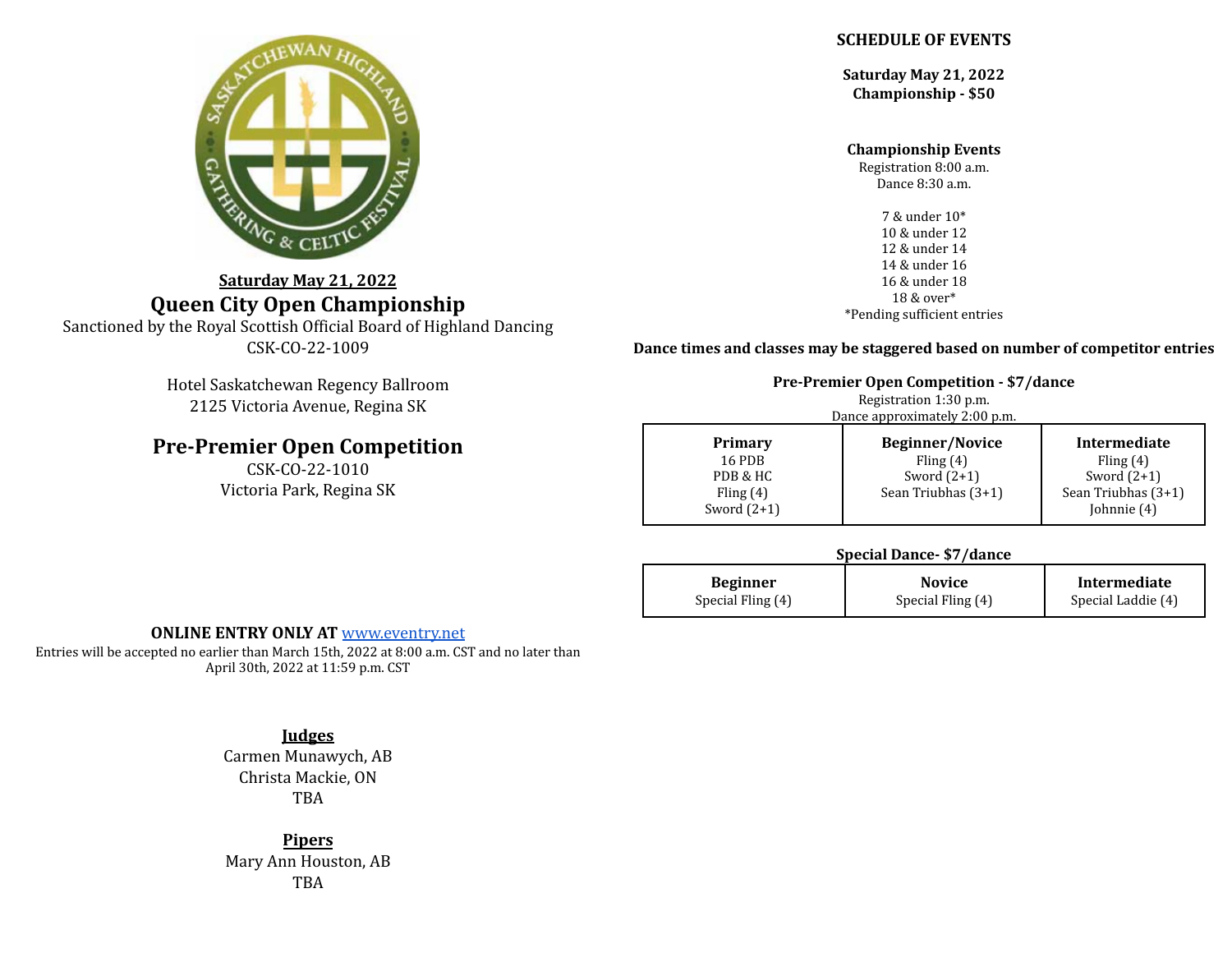**Saturday May 21, 2022**

# Queen City Open Championship

Sanctioned by the Royal Scottish Official Board of Highland Dancing
CSK-CO-22-1009

Hotel Saskatchewan Regency Ballroom
2125 Victoria Avenue, Regina SK

# Pre-Premier Open Competition

CSK-CO-22-1010
Victoria Park, Regina SK

**ONLINE ENTRY ONLY AT** [www.eventry.net](www.eventry.net)

Entries will be accepted no earlier than March 15th, 2022 at 8:00 a.m. CST and no later than April 30th, 2022 at 11:59 p.m. CST

## Judges

Carmen Munawych, AB
Christa Mackie, ON
TBA

## Pipers

Mary Ann Houston, AB
TBA

## SCHEDULE OF EVENTS

**Saturday May 21, 2022**
**Championship - $50**

**Championship Events**
Registration 8:00 a.m.
Dance 8:30 a.m.

7 & under 10*
10 & under 12
12 & under 14
14 & under 16
16 & under 18
18 & over*
*Pending sufficient entries

**Dance times and classes may be staggered based on number of competitor entries**

**Pre-Premier Open Competition - $7/dance**
Registration 1:30 p.m.
Dance approximately 2:00 p.m.

| Primary | Beginner/Novice | Intermediate |
|---|---|---|
| 16 PDB | Fling (4) | Fling (4) |
| PDB & HC | Sword (2+1) | Sword (2+1) |
| Fling (4) | Sean Triubhas (3+1) | Sean Triubhas (3+1) |
| Sword (2+1) | | Johnnie (4) |

**Special Dance- $7/dance**

| Beginner | Novice | Intermediate |
|---|---|---|
| Special Fling (4) | Special Fling (4) | Special Laddie (4) |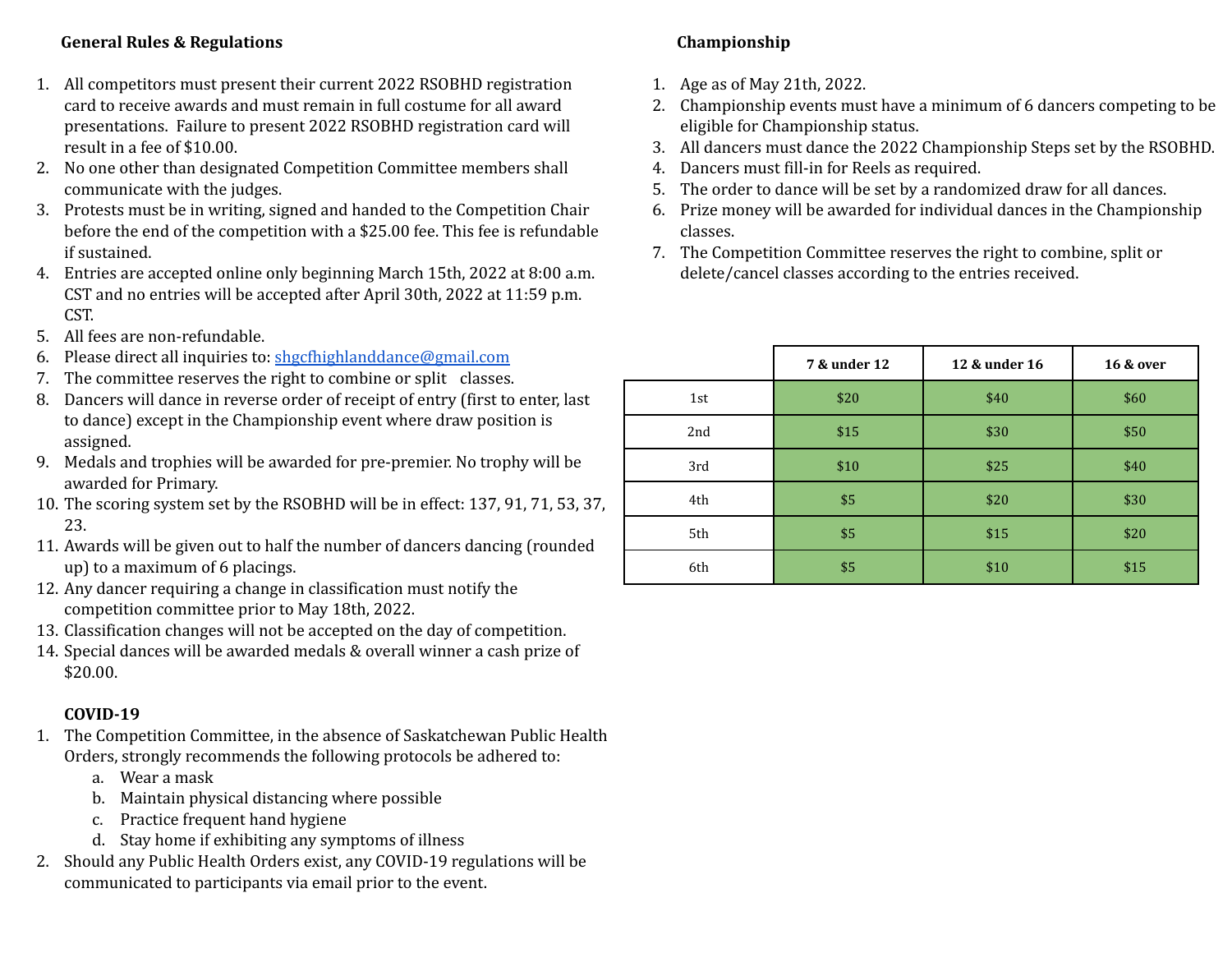### General Rules & Regulations

1. All competitors must present their current 2022 RSOBHD registration card to receive awards and must remain in full costume for all award presentations. Failure to present 2022 RSOBHD registration card will result in a fee of $10.00.
2. No one other than designated Competition Committee members shall communicate with the judges.
3. Protests must be in writing, signed and handed to the Competition Chair before the end of the competition with a $25.00 fee. This fee is refundable if sustained.
4. Entries are accepted online only beginning March 15th, 2022 at 8:00 a.m. CST and no entries will be accepted after April 30th, 2022 at 11:59 p.m. CST.
5. All fees are non-refundable.
6. Please direct all inquiries to: shgcfhighlanddance@gmail.com
7. The committee reserves the right to combine or split classes.
8. Dancers will dance in reverse order of receipt of entry (first to enter, last to dance) except in the Championship event where draw position is assigned.
9. Medals and trophies will be awarded for pre-premier. No trophy will be awarded for Primary.
10. The scoring system set by the RSOBHD will be in effect: 137, 91, 71, 53, 37, 23.
11. Awards will be given out to half the number of dancers dancing (rounded up) to a maximum of 6 placings.
12. Any dancer requiring a change in classification must notify the competition committee prior to May 18th, 2022.
13. Classification changes will not be accepted on the day of competition.
14. Special dances will be awarded medals & overall winner a cash prize of $20.00.

### COVID-19

1. The Competition Committee, in the absence of Saskatchewan Public Health Orders, strongly recommends the following protocols be adhered to:
   a. Wear a mask
   b. Maintain physical distancing where possible
   c. Practice frequent hand hygiene
   d. Stay home if exhibiting any symptoms of illness
2. Should any Public Health Orders exist, any COVID-19 regulations will be communicated to participants via email prior to the event.

### Championship

1. Age as of May 21th, 2022.
2. Championship events must have a minimum of 6 dancers competing to be eligible for Championship status.
3. All dancers must dance the 2022 Championship Steps set by the RSOBHD.
4. Dancers must fill-in for Reels as required.
5. The order to dance will be set by a randomized draw for all dances.
6. Prize money will be awarded for individual dances in the Championship classes.
7. The Competition Committee reserves the right to combine, split or delete/cancel classes according to the entries received.

| | 7 & under 12 | 12 & under 16 | 16 & over |
|---|---|---|---|
| 1st | $20 | $40 | $60 |
| 2nd | $15 | $30 | $50 |
| 3rd | $10 | $25 | $40 |
| 4th | $5 | $20 | $30 |
| 5th | $5 | $15 | $20 |
| 6th | $5 | $10 | $15 |